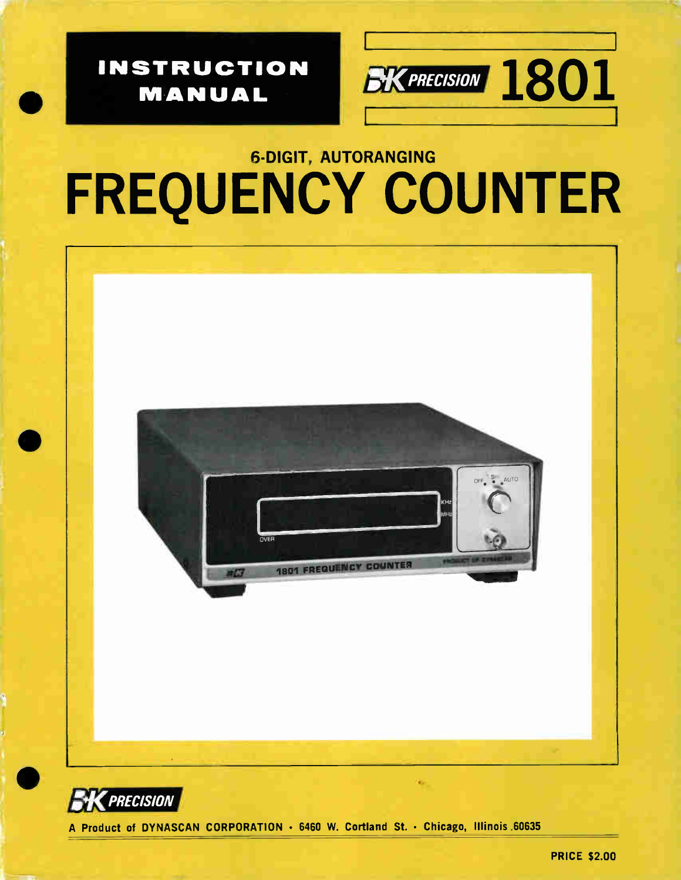# INSTRUCTION MANUAL

## B+K PRECISION 1801

### 6-DIGIT, AUTORANGING

# FREQUENCY COUNTER

B+K PRECISION

A Product of DYNASCAN CORPORATION • 6460 W. Cortland St. • Chicago, Illinois 60635

PRICE $2.00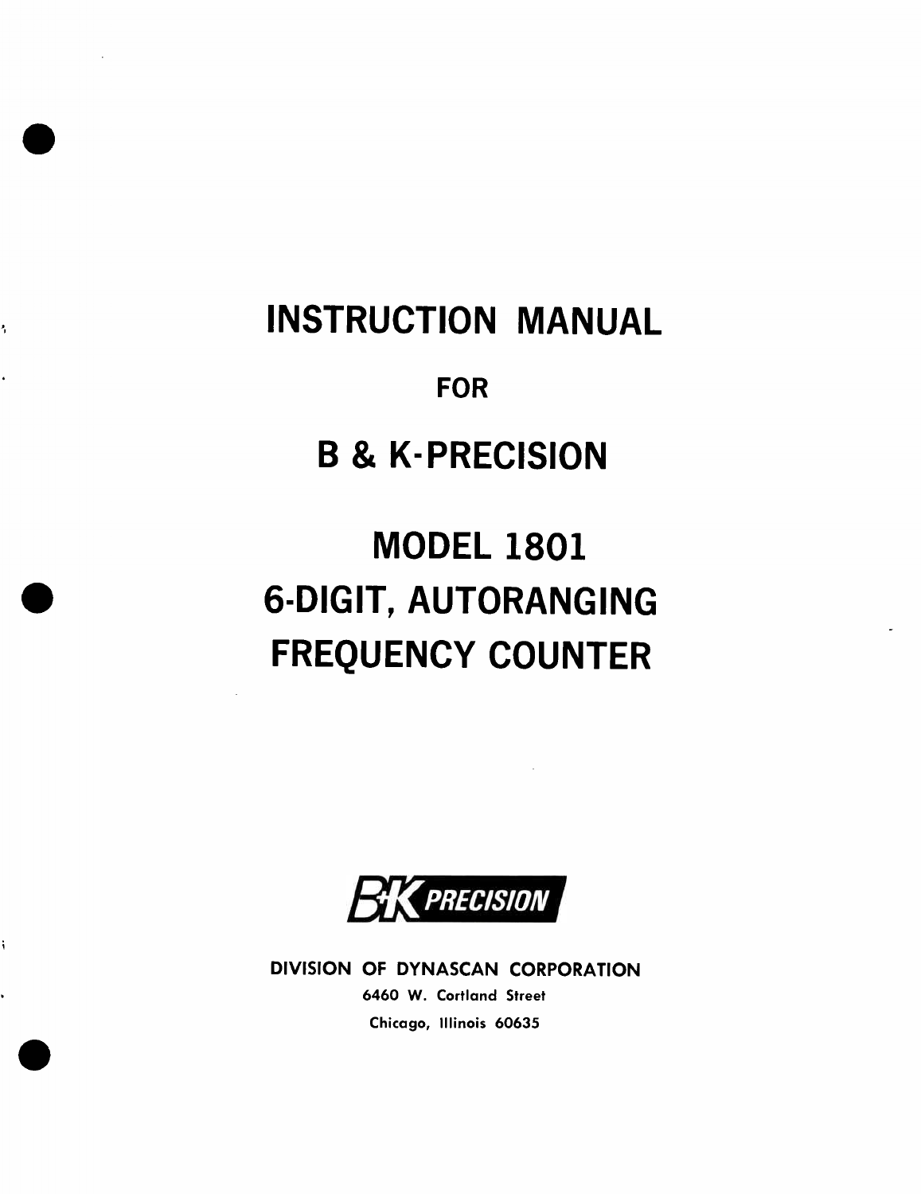# INSTRUCTION MANUAL

## FOR

# B & K-PRECISION

# MODEL 1801
# 6-DIGIT, AUTORANGING
# FREQUENCY COUNTER

B+K PRECISION

**DIVISION OF DYNASCAN CORPORATION**

**6460 W. Cortland Street**

**Chicago, Illinois 60635**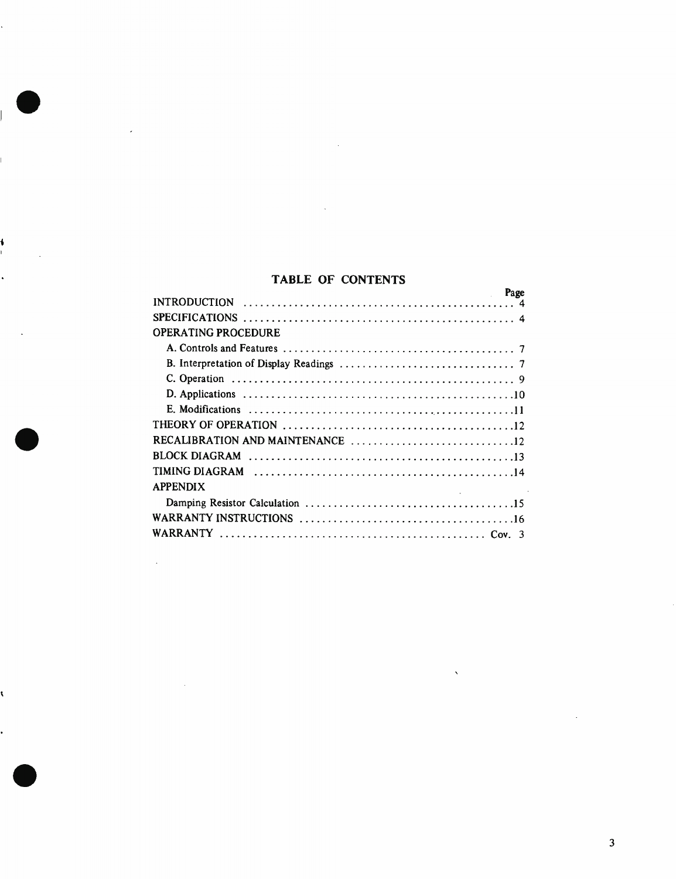# TABLE OF CONTENTS

| | Page |
|---|---|
| INTRODUCTION | 4 |
| SPECIFICATIONS | 4 |
| OPERATING PROCEDURE | |
| A. Controls and Features | 7 |
| B. Interpretation of Display Readings | 7 |
| C. Operation | 9 |
| D. Applications | 10 |
| E. Modifications | 11 |
| THEORY OF OPERATION | 12 |
| RECALIBRATION AND MAINTENANCE | 12 |
| BLOCK DIAGRAM | 13 |
| TIMING DIAGRAM | 14 |
| APPENDIX | |
| Damping Resistor Calculation | 15 |
| WARRANTY INSTRUCTIONS | 16 |
| WARRANTY | Cov. 3 |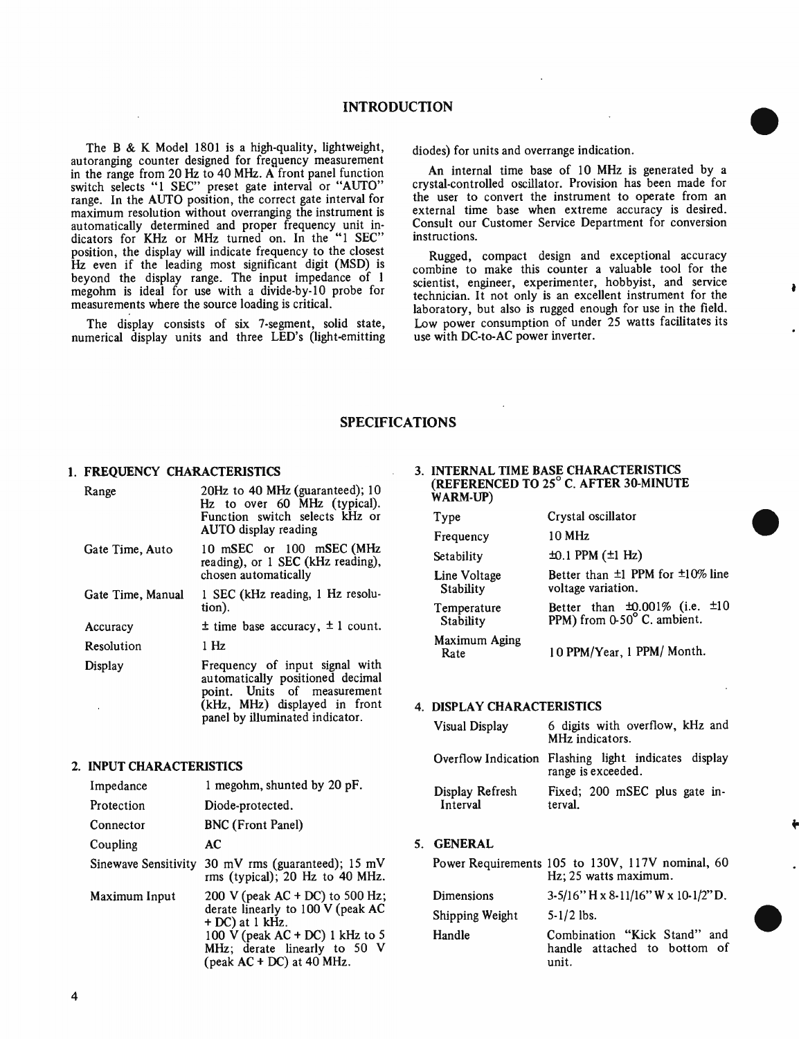# INTRODUCTION

The B & K Model 1801 is a high-quality, lightweight, autoranging counter designed for frequency measurement in the range from 20 Hz to 40 MHz. A front panel function switch selects "1 SEC" preset gate interval or "AUTO" range. In the AUTO position, the correct gate interval for maximum resolution without overranging the instrument is automatically determined and proper frequency unit indicators for KHz or MHz turned on. In the "1 SEC" position, the display will indicate frequency to the closest Hz even if the leading most significant digit (MSD) is beyond the display range. The input impedance of 1 megohm is ideal for use with a divide-by-10 probe for measurements where the source loading is critical.

The display consists of six 7-segment, solid state, numerical display units and three LED's (light-emitting diodes) for units and overrange indication.

An internal time base of 10 MHz is generated by a crystal-controlled oscillator. Provision has been made for the user to convert the instrument to operate from an external time base when extreme accuracy is desired. Consult our Customer Service Department for conversion instructions.

Rugged, compact design and exceptional accuracy combine to make this counter a valuable tool for the scientist, engineer, experimenter, hobbyist, and service technician. It not only is an excellent instrument for the laboratory, but also is rugged enough for use in the field. Low power consumption of under 25 watts facilitates its use with DC-to-AC power inverter.

# SPECIFICATIONS

## 1. FREQUENCY CHARACTERISTICS

| | |
|---|---|
| Range | 20Hz to 40 MHz (guaranteed); 10 Hz to over 60 MHz (typical). Function switch selects kHz or AUTO display reading |
| Gate Time, Auto | 10 mSEC or 100 mSEC (MHz reading), or 1 SEC (kHz reading), chosen automatically |
| Gate Time, Manual | 1 SEC (kHz reading, 1 Hz resolution). |
| Accuracy | ± time base accuracy, ± 1 count. |
| Resolution | 1 Hz |
| Display | Frequency of input signal with automatically positioned decimal point. Units of measurement (kHz, MHz) displayed in front panel by illuminated indicator. |

## 2. INPUT CHARACTERISTICS

| | |
|---|---|
| Impedance | 1 megohm, shunted by 20 pF. |
| Protection | Diode-protected. |
| Connector | BNC (Front Panel) |
| Coupling | AC |
| Sinewave Sensitivity | 30 mV rms (guaranteed); 15 mV rms (typical); 20 Hz to 40 MHz. |
| Maximum Input | 200 V (peak AC + DC) to 500 Hz; derate linearly to 100 V (peak AC + DC) at 1 kHz. 100 V (peak AC + DC) 1 kHz to 5 MHz; derate linearly to 50 V (peak AC + DC) at 40 MHz. |

## 3. INTERNAL TIME BASE CHARACTERISTICS (REFERENCED TO 25° C. AFTER 30-MINUTE WARM-UP)

| | |
|---|---|
| Type | Crystal oscillator |
| Frequency | 10 MHz |
| Setability | ±0.1 PPM (±1 Hz) |
| Line Voltage Stability | Better than ±1 PPM for ±10% line voltage variation. |
| Temperature Stability | Better than ±0.001% (i.e. ±10 PPM) from 0-50° C. ambient. |
| Maximum Aging Rate | 10 PPM/Year, 1 PPM/ Month. |

## 4. DISPLAY CHARACTERISTICS

| | |
|---|---|
| Visual Display | 6 digits with overflow, kHz and MHz indicators. |
| Overflow Indication | Flashing light indicates display range is exceeded. |
| Display Refresh Interval | Fixed; 200 mSEC plus gate interval. |

## 5. GENERAL

| | |
|---|---|
| Power Requirements | 105 to 130V, 117V nominal, 60 Hz; 25 watts maximum. |
| Dimensions | 3-5/16" H x 8-11/16" W x 10-1/2" D. |
| Shipping Weight | 5-1/2 lbs. |
| Handle | Combination "Kick Stand" and handle attached to bottom of unit. |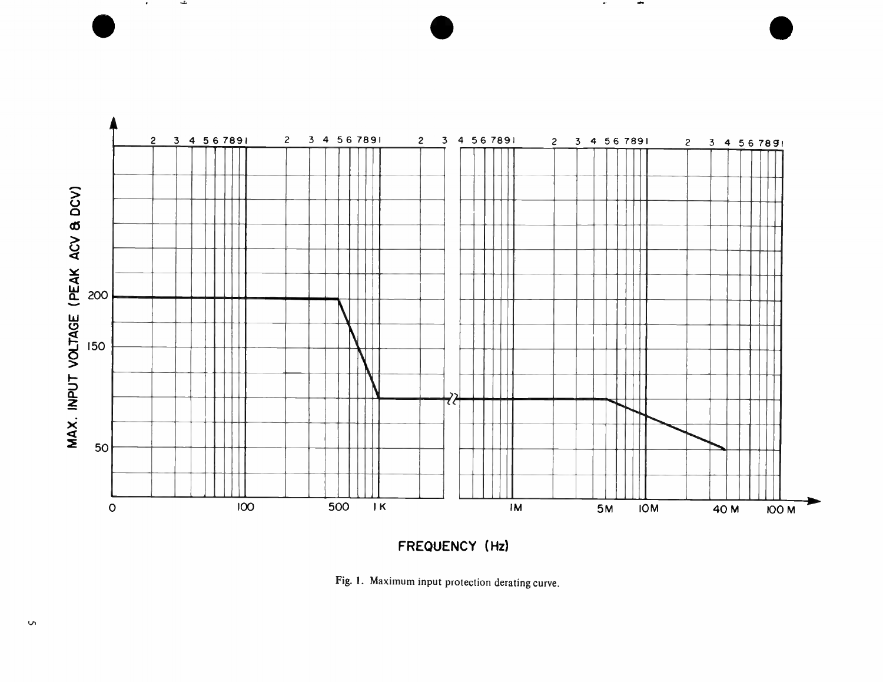Fig. 1. Maximum input protection derating curve.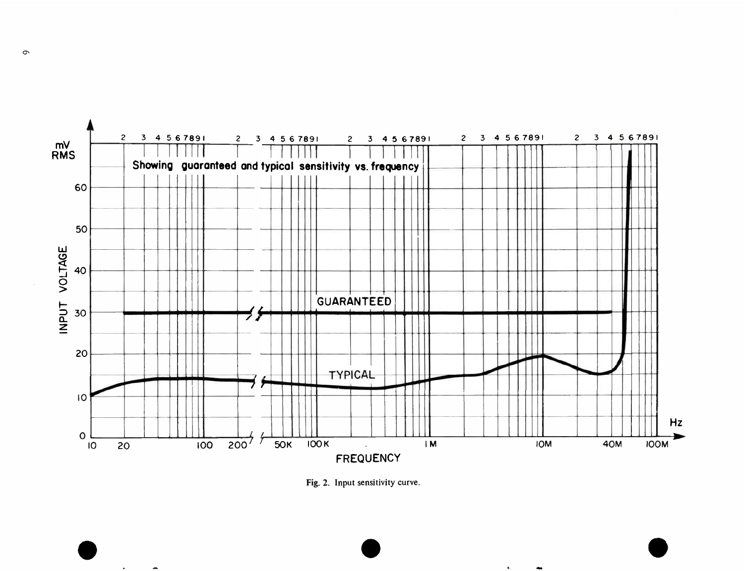Fig. 2. Input sensitivity curve.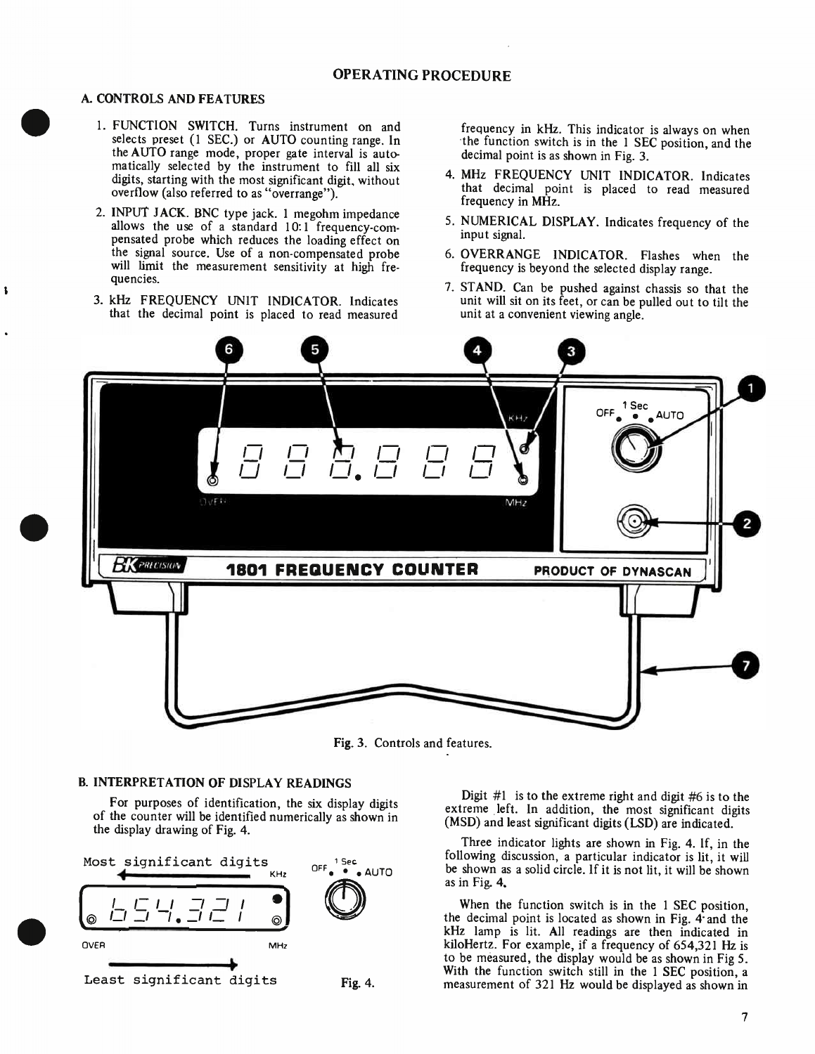## OPERATING PROCEDURE

### A. CONTROLS AND FEATURES

1. FUNCTION SWITCH. Turns instrument on and selects preset (1 SEC.) or AUTO counting range. In the AUTO range mode, proper gate interval is automatically selected by the instrument to fill all six digits, starting with the most significant digit, without overflow (also referred to as "overrange").
2. INPUT JACK. BNC type jack. 1 megohm impedance allows the use of a standard 10:1 frequency-compensated probe which reduces the loading effect on the signal source. Use of a non-compensated probe will limit the measurement sensitivity at high frequencies.
3. kHz FREQUENCY UNIT INDICATOR. Indicates that the decimal point is placed to read measured frequency in kHz. This indicator is always on when the function switch is in the 1 SEC position, and the decimal point is as shown in Fig. 3.
4. MHz FREQUENCY UNIT INDICATOR. Indicates that decimal point is placed to read measured frequency in MHz.
5. NUMERICAL DISPLAY. Indicates frequency of the input signal.
6. OVERRANGE INDICATOR. Flashes when the frequency is beyond the selected display range.
7. STAND. Can be pushed against chassis so that the unit will sit on its feet, or can be pulled out to tilt the unit at a convenient viewing angle.

Fig. 3. Controls and features.

### B. INTERPRETATION OF DISPLAY READINGS

For purposes of identification, the six display digits of the counter will be identified numerically as shown in the display drawing of Fig. 4.

Fig. 4.

Digit #1 is to the extreme right and digit #6 is to the extreme left. In addition, the most significant digits (MSD) and least significant digits (LSD) are indicated.

Three indicator lights are shown in Fig. 4. If, in the following discussion, a particular indicator is lit, it will be shown as a solid circle. If it is not lit, it will be shown as in Fig. 4.

When the function switch is in the 1 SEC position, the decimal point is located as shown in Fig. 4 and the kHz lamp is lit. All readings are then indicated in kiloHertz. For example, if a frequency of 654,321 Hz is to be measured, the display would be as shown in Fig 5. With the function switch still in the 1 SEC position, a measurement of 321 Hz would be displayed as shown in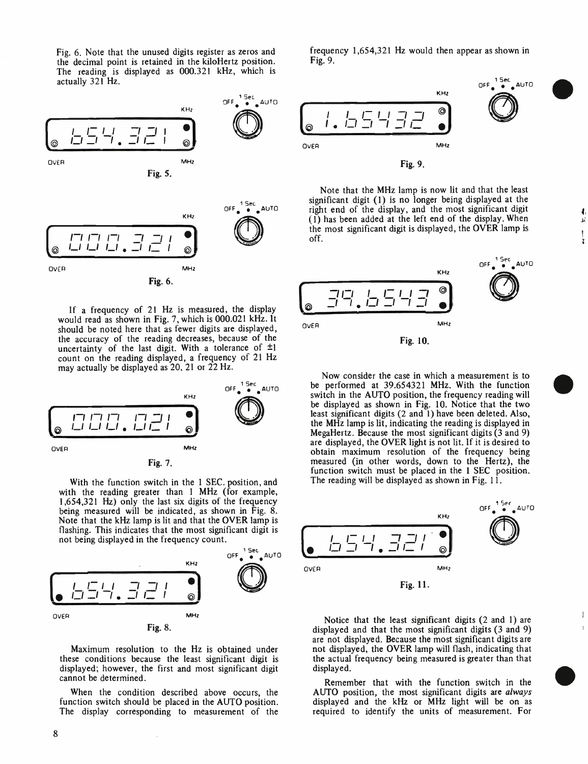Fig. 6. Note that the unused digits register as zeros and the decimal point is retained in the kiloHertz position. The reading is displayed as 000.321 kHz, which is actually 321 Hz.

Fig. 5.

Fig. 6.

If a frequency of 21 Hz is measured, the display would read as shown in Fig. 7, which is 000.021 kHz. It should be noted here that as fewer digits are displayed, the accuracy of the reading decreases, because of the uncertainty of the last digit. With a tolerance of ±1 count on the reading displayed, a frequency of 21 Hz may actually be displayed as 20, 21 or 22 Hz.

Fig. 7.

With the function switch in the 1 SEC. position, and with the reading greater than 1 MHz (for example, 1,654,321 Hz) only the last six digits of the frequency being measured will be indicated, as shown in Fig. 8. Note that the kHz lamp is lit and that the OVER lamp is flashing. This indicates that the most significant digit is not being displayed in the frequency count.

Fig. 8.

Maximum resolution to the Hz is obtained under these conditions because the least significant digit is displayed; however, the first and most significant digit cannot be determined.

When the condition described above occurs, the function switch should be placed in the AUTO position. The display corresponding to measurement of the frequency 1,654,321 Hz would then appear as shown in Fig. 9.

Fig. 9.

Note that the MHz lamp is now lit and that the least significant digit (1) is no longer being displayed at the right end of the display, and the most significant digit (1) has been added at the left end of the display. When the most significant digit is displayed, the OVER lamp is off.

Fig. 10.

Now consider the case in which a measurement is to be performed at 39.654321 MHz. With the function switch in the AUTO position, the frequency reading will be displayed as shown in Fig. 10. Notice that the two least significant digits (2 and 1) have been deleted. Also, the MHz lamp is lit, indicating the reading is displayed in MegaHertz. Because the most significant digits (3 and 9) are displayed, the OVER light is not lit. If it is desired to obtain maximum resolution of the frequency being measured (in other words, down to the Hertz), the function switch must be placed in the 1 SEC position. The reading will be displayed as shown in Fig. 11.

Fig. 11.

Notice that the least significant digits (2 and 1) are displayed and that the most significant digits (3 and 9) are not displayed. Because the most significant digits are not displayed, the OVER lamp will flash, indicating that the actual frequency being measured is greater than that displayed.

Remember that with the function switch in the AUTO position, the most significant digits are *always* displayed and the kHz or MHz light will be on as required to identify the units of measurement. For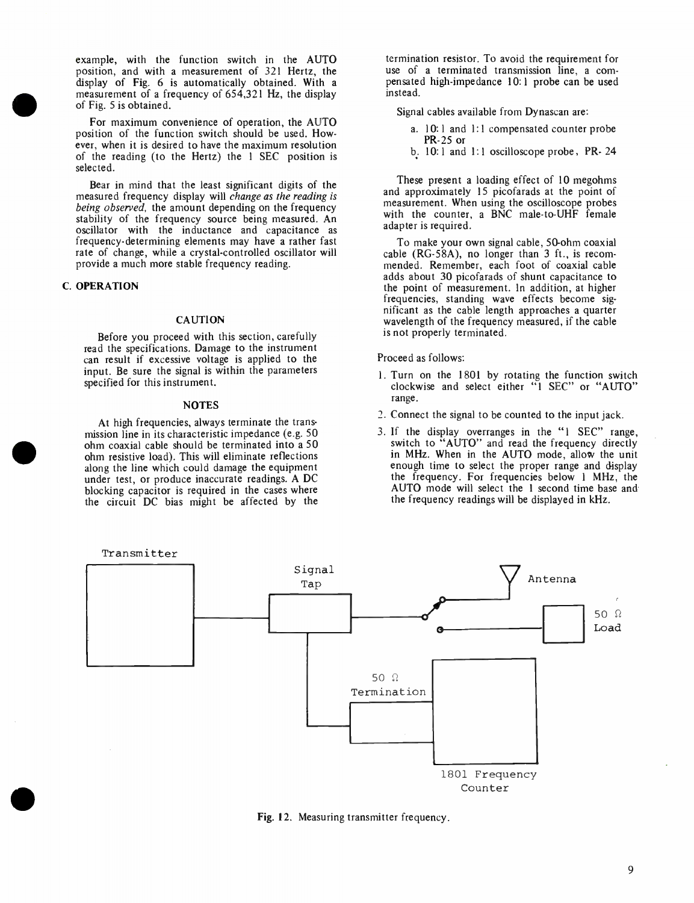example, with the function switch in the AUTO position, and with a measurement of 321 Hertz, the display of Fig. 6 is automatically obtained. With a measurement of a frequency of 654,321 Hz, the display of Fig. 5 is obtained.

For maximum convenience of operation, the AUTO position of the function switch should be used. However, when it is desired to have the maximum resolution of the reading (to the Hertz) the 1 SEC position is selected.

Bear in mind that the least significant digits of the measured frequency display will *change as the reading is being observed*, the amount depending on the frequency stability of the frequency source being measured. An oscillator with the inductance and capacitance as frequency-determining elements may have a rather fast rate of change, while a crystal-controlled oscillator will provide a much more stable frequency reading.

## C. OPERATION

### CAUTION

Before you proceed with this section, carefully read the specifications. Damage to the instrument can result if excessive voltage is applied to the input. Be sure the signal is within the parameters specified for this instrument.

### NOTES

At high frequencies, always terminate the transmission line in its characteristic impedance (e.g. 50 ohm coaxial cable should be terminated into a 50 ohm resistive load). This will eliminate reflections along the line which could damage the equipment under test, or produce inaccurate readings. A DC blocking capacitor is required in the cases where the circuit DC bias might be affected by the termination resistor. To avoid the requirement for use of a terminated transmission line, a compensated high-impedance 10:1 probe can be used instead.

Signal cables available from Dynascan are:

a. 10:1 and 1:1 compensated counter probe PR-25 or
b. 10:1 and 1:1 oscilloscope probe, PR-24

These present a loading effect of 10 megohms and approximately 15 picofarads at the point of measurement. When using the oscilloscope probes with the counter, a BNC male-to-UHF female adapter is required.

To make your own signal cable, 50-ohm coaxial cable (RG-58A), no longer than 3 ft., is recommended. Remember, each foot of coaxial cable adds about 30 picofarads of shunt capacitance to the point of measurement. In addition, at higher frequencies, standing wave effects become significant as the cable length approaches a quarter wavelength of the frequency measured, if the cable is not properly terminated.

Proceed as follows:

1. Turn on the 1801 by rotating the function switch clockwise and select either "1 SEC" or "AUTO" range.
2. Connect the signal to be counted to the input jack.
3. If the display overranges in the "1 SEC" range, switch to "AUTO" and read the frequency directly in MHz. When in the AUTO mode, allow the unit enough time to select the proper range and display the frequency. For frequencies below 1 MHz, the AUTO mode will select the 1 second time base and the frequency readings will be displayed in kHz.

Transmitter — Signal Tap — Antenna / 50 Ω Load — 50 Ω Termination — 1801 Frequency Counter

Fig. 12. Measuring transmitter frequency.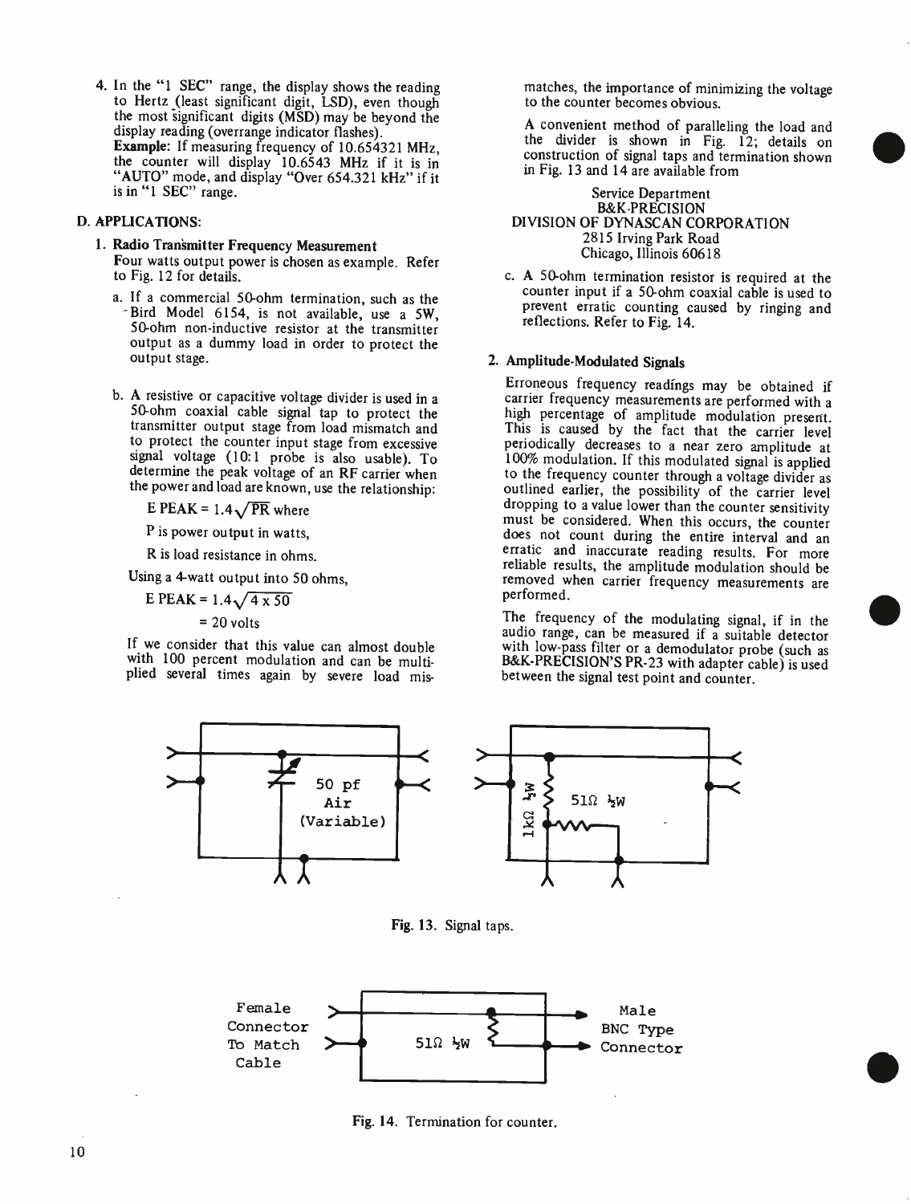4. In the "1 SEC" range, the display shows the reading to Hertz (least significant digit, LSD), even though the most significant digits (MSD) may be beyond the display reading (overrange indicator flashes).
**Example:** If measuring frequency of 10.654321 MHz, the counter will display 10.6543 MHz if it is in "AUTO" mode, and display "Over 654.321 kHz" if it is in "1 SEC" range.

## D. APPLICATIONS:

### 1. Radio Transmitter Frequency Measurement

Four watts output power is chosen as example. Refer to Fig. 12 for details.

a. If a commercial 50-ohm termination, such as the Bird Model 6154, is not available, use a 5W, 50-ohm non-inductive resistor at the transmitter output as a dummy load in order to protect the output stage.

b. A resistive or capacitive voltage divider is used in a 50-ohm coaxial cable signal tap to protect the transmitter output stage from load mismatch and to protect the counter input stage from excessive signal voltage (10:1 probe is also usable). To determine the peak voltage of an RF carrier when the power and load are known, use the relationship:

$$E\ PEAK = 1.4\sqrt{PR} \text{ where}$$

P is power output in watts,

R is load resistance in ohms.

Using a 4-watt output into 50 ohms,

$$E\ PEAK = 1.4\sqrt{4 \times 50}$$

$$= 20 \text{ volts}$$

If we consider that this value can almost double with 100 percent modulation and can be multiplied several times again by severe load mismatches, the importance of minimizing the voltage to the counter becomes obvious.

A convenient method of paralleling the load and the divider is shown in Fig. 12; details on construction of signal taps and termination shown in Fig. 13 and 14 are available from

Service Department
B&K-PRECISION
DIVISION OF DYNASCAN CORPORATION
2815 Irving Park Road
Chicago, Illinois 60618

c. A 50-ohm termination resistor is required at the counter input if a 50-ohm coaxial cable is used to prevent erratic counting caused by ringing and reflections. Refer to Fig. 14.

### 2. Amplitude-Modulated Signals

Erroneous frequency readings may be obtained if carrier frequency measurements are performed with a high percentage of amplitude modulation present. This is caused by the fact that the carrier level periodically decreases to a near zero amplitude at 100% modulation. If this modulated signal is applied to the frequency counter through a voltage divider as outlined earlier, the possibility of the carrier level dropping to a value lower than the counter sensitivity must be considered. When this occurs, the counter does not count during the entire interval and an erratic and inaccurate reading results. For more reliable results, the amplitude modulation should be removed when carrier frequency measurements are performed.

The frequency of the modulating signal, if in the audio range, can be measured if a suitable detector with low-pass filter or a demodulator probe (such as B&K-PRECISION'S PR-23 with adapter cable) is used between the signal test point and counter.

50 pf Air (Variable)

1kΩ ½W — 51Ω ½W

Fig. 13. Signal taps.

Female Connector To Match Cable — 51Ω ½W — Male BNC Type Connector

Fig. 14. Termination for counter.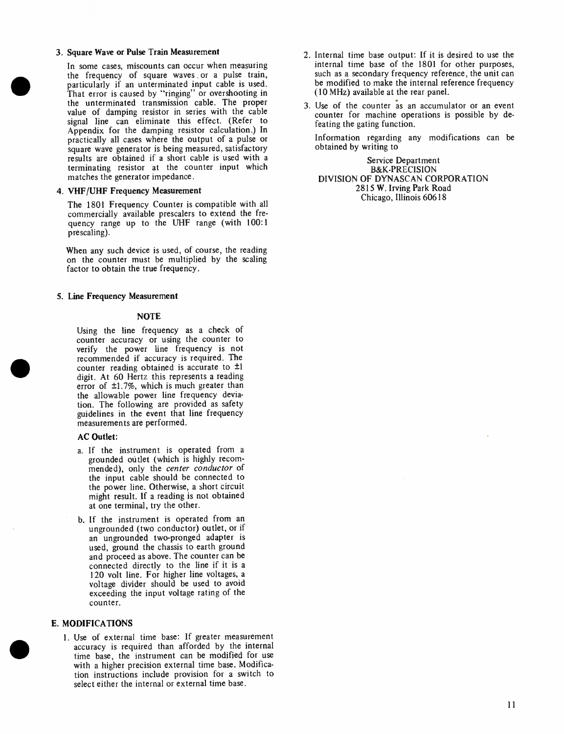3. **Square Wave or Pulse Train Measurement**

   In some cases, miscounts can occur when measuring the frequency of square waves or a pulse train, particularly if an unterminated input cable is used. That error is caused by "ringing" or overshooting in the unterminated transmission cable. The proper value of damping resistor in series with the cable signal line can eliminate this effect. (Refer to Appendix for the damping resistor calculation.) In practically all cases where the output of a pulse or square wave generator is being measured, satisfactory results are obtained if a short cable is used with a terminating resistor at the counter input which matches the generator impedance.

4. **VHF/UHF Frequency Measurement**

   The 1801 Frequency Counter is compatible with all commercially available prescalers to extend the frequency range up to the UHF range (with 100:1 prescaling).

   When any such device is used, of course, the reading on the counter must be multiplied by the scaling factor to obtain the true frequency.

5. **Line Frequency Measurement**

   **NOTE**

   Using the line frequency as a check of counter accuracy or using the counter to verify the power line frequency is not recommended if accuracy is required. The counter reading obtained is accurate to ±1 digit. At 60 Hertz this represents a reading error of ±1.7%, which is much greater than the allowable power line frequency deviation. The following are provided as safety guidelines in the event that line frequency measurements are performed.

   **AC Outlet:**

   a. If the instrument is operated from a grounded outlet (which is highly recommended), only the *center conductor* of the input cable should be connected to the power line. Otherwise, a short circuit might result. If a reading is not obtained at one terminal, try the other.

   b. If the instrument is operated from an ungrounded (two conductor) outlet, or if an ungrounded two-pronged adapter is used, ground the chassis to earth ground and proceed as above. The counter can be connected directly to the line if it is a 120 volt line. For higher line voltages, a voltage divider should be used to avoid exceeding the input voltage rating of the counter.

## E. MODIFICATIONS

1. Use of external time base: If greater measurement accuracy is required than afforded by the internal time base, the instrument can be modified for use with a higher precision external time base. Modification instructions include provision for a switch to select either the internal or external time base.

2. Internal time base output: If it is desired to use the internal time base of the 1801 for other purposes, such as a secondary frequency reference, the unit can be modified to make the internal reference frequency (10 MHz) available at the rear panel.

3. Use of the counter as an accumulator or an event counter for machine operations is possible by defeating the gating function.

Information regarding any modifications can be obtained by writing to

Service Department
B&K-PRECISION
DIVISION OF DYNASCAN CORPORATION
2815 W. Irving Park Road
Chicago, Illinois 60618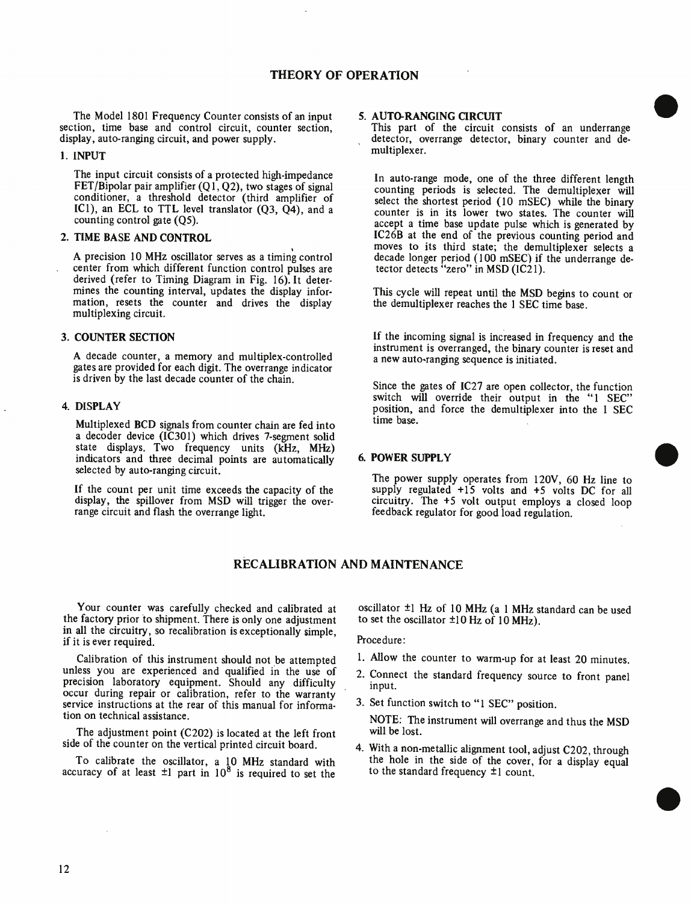# THEORY OF OPERATION

The Model 1801 Frequency Counter consists of an input section, time base and control circuit, counter section, display, auto-ranging circuit, and power supply.

## 1. INPUT

The input circuit consists of a protected high-impedance FET/Bipolar pair amplifier (Q1, Q2), two stages of signal conditioner, a threshold detector (third amplifier of IC1), an ECL to TTL level translator (Q3, Q4), and a counting control gate (Q5).

## 2. TIME BASE AND CONTROL

A precision 10 MHz oscillator serves as a timing control center from which different function control pulses are derived (refer to Timing Diagram in Fig. 16). It determines the counting interval, updates the display information, resets the counter and drives the display multiplexing circuit.

## 3. COUNTER SECTION

A decade counter, a memory and multiplex-controlled gates are provided for each digit. The overrange indicator is driven by the last decade counter of the chain.

## 4. DISPLAY

Multiplexed BCD signals from counter chain are fed into a decoder device (IC301) which drives 7-segment solid state displays. Two frequency units (kHz, MHz) indicators and three decimal points are automatically selected by auto-ranging circuit.

If the count per unit time exceeds the capacity of the display, the spillover from MSD will trigger the overrange circuit and flash the overrange light.

## 5. AUTO-RANGING CIRCUIT

This part of the circuit consists of an underrange detector, overrange detector, binary counter and demultiplexer.

In auto-range mode, one of the three different length counting periods is selected. The demultiplexer will select the shortest period (10 mSEC) while the binary counter is in its lower two states. The counter will accept a time base update pulse which is generated by IC26B at the end of the previous counting period and moves to its third state; the demultiplexer selects a decade longer period (100 mSEC) if the underrange detector detects "zero" in MSD (IC21).

This cycle will repeat until the MSD begins to count or the demultiplexer reaches the 1 SEC time base.

If the incoming signal is increased in frequency and the instrument is overranged, the binary counter is reset and a new auto-ranging sequence is initiated.

Since the gates of IC27 are open collector, the function switch will override their output in the "1 SEC" position, and force the demultiplexer into the 1 SEC time base.

## 6. POWER SUPPLY

The power supply operates from 120V, 60 Hz line to supply regulated +15 volts and +5 volts DC for all circuitry. The +5 volt output employs a closed loop feedback regulator for good load regulation.

# RECALIBRATION AND MAINTENANCE

Your counter was carefully checked and calibrated at the factory prior to shipment. There is only one adjustment in all the circuitry, so recalibration is exceptionally simple, if it is ever required.

Calibration of this instrument should not be attempted unless you are experienced and qualified in the use of precision laboratory equipment. Should any difficulty occur during repair or calibration, refer to the warranty service instructions at the rear of this manual for information on technical assistance.

The adjustment point (C202) is located at the left front side of the counter on the vertical printed circuit board.

To calibrate the oscillator, a 10 MHz standard with accuracy of at least ±1 part in $10^8$ is required to set the oscillator ±1 Hz of 10 MHz (a 1 MHz standard can be used to set the oscillator ±10 Hz of 10 MHz).

Procedure:

1. Allow the counter to warm-up for at least 20 minutes.
2. Connect the standard frequency source to front panel input.
3. Set function switch to "1 SEC" position.

   NOTE: The instrument will overrange and thus the MSD will be lost.
4. With a non-metallic alignment tool, adjust C202, through the hole in the side of the cover, for a display equal to the standard frequency ±1 count.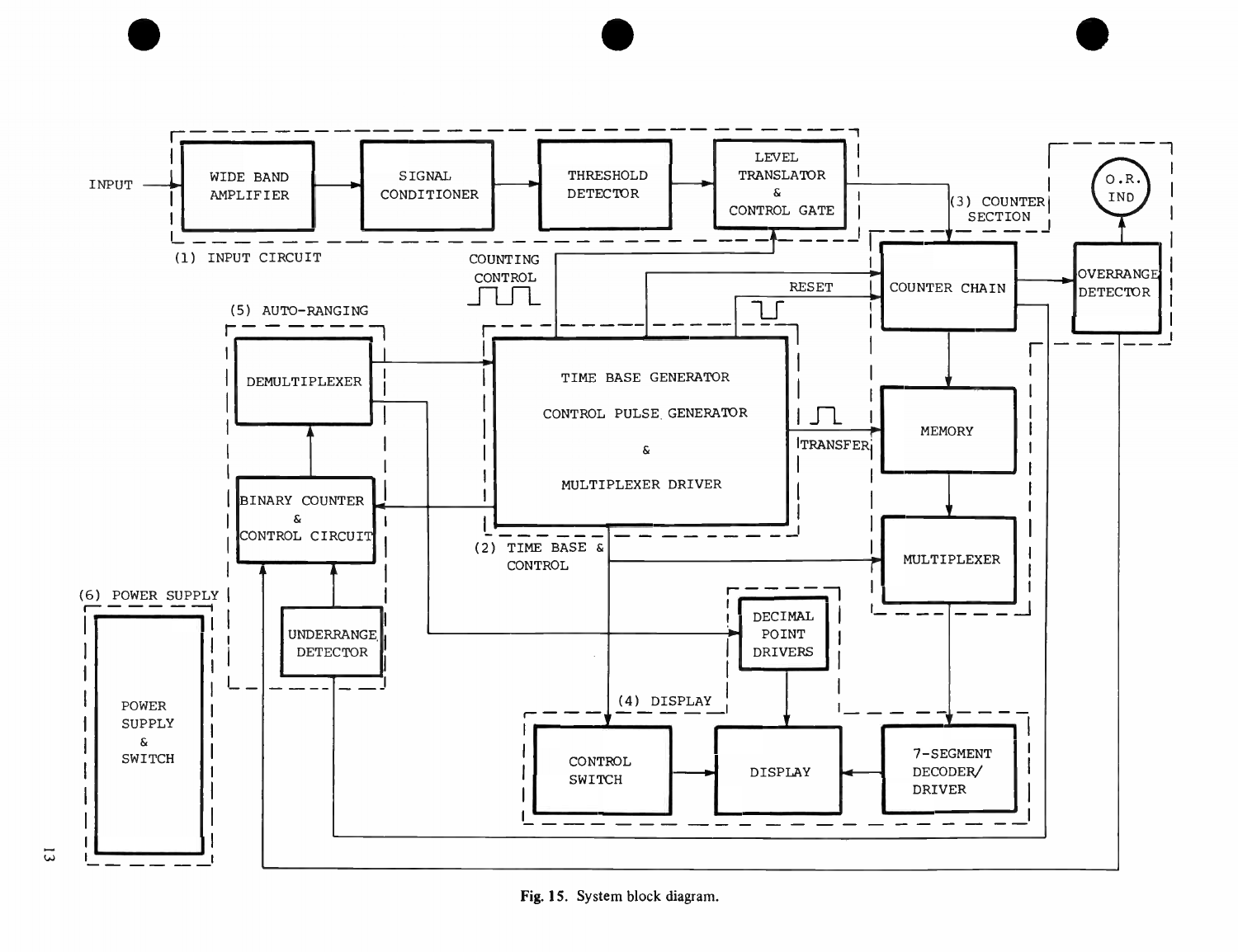Fig. 15. System block diagram.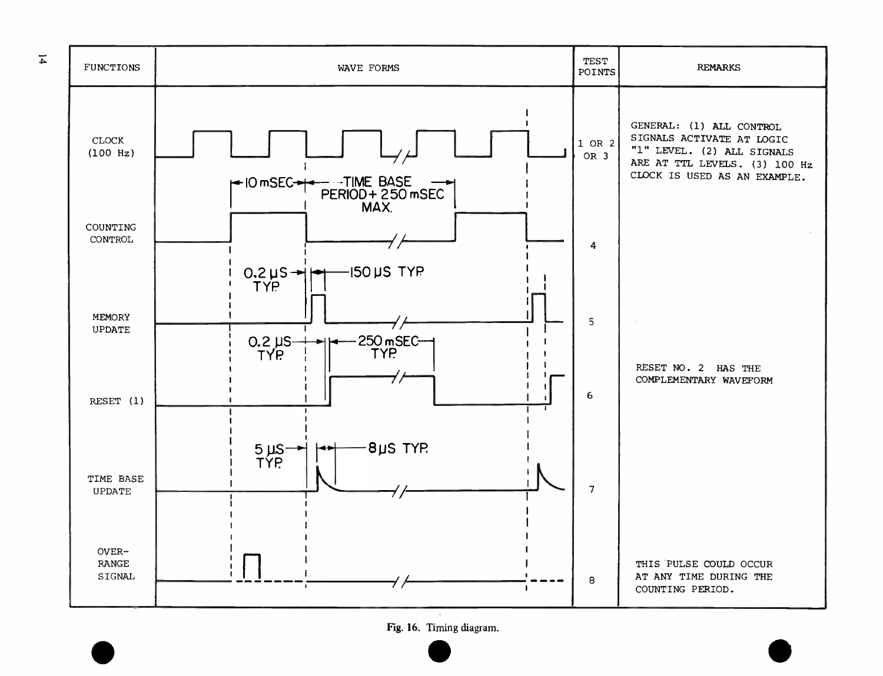| FUNCTIONS | WAVE FORMS | TEST POINTS | REMARKS |
|---|---|---|---|
| CLOCK (100 Hz) | 10 mSEC; TIME BASE PERIOD + 250 mSEC MAX. | 1 OR 2 OR 3 | GENERAL: (1) ALL CONTROL SIGNALS ACTIVATE AT LOGIC "1" LEVEL. (2) ALL SIGNALS ARE AT TTL LEVELS. (3) 100 Hz CLOCK IS USED AS AN EXAMPLE. |
| COUNTING CONTROL | 0.2 μS TYP.; 150 μS TYP. | 4 | |
| MEMORY UPDATE | 0.2 μS TYP.; 250 mSEC TYP. | 5 | |
| RESET (1) | | 6 | RESET NO. 2 HAS THE COMPLEMENTARY WAVEFORM |
| TIME BASE UPDATE | 5 μS TYP.; 8 μS TYP. | 7 | |
| OVER-RANGE SIGNAL | | 8 | THIS PULSE COULD OCCUR AT ANY TIME DURING THE COUNTING PERIOD. |

Fig. 16. Timing diagram.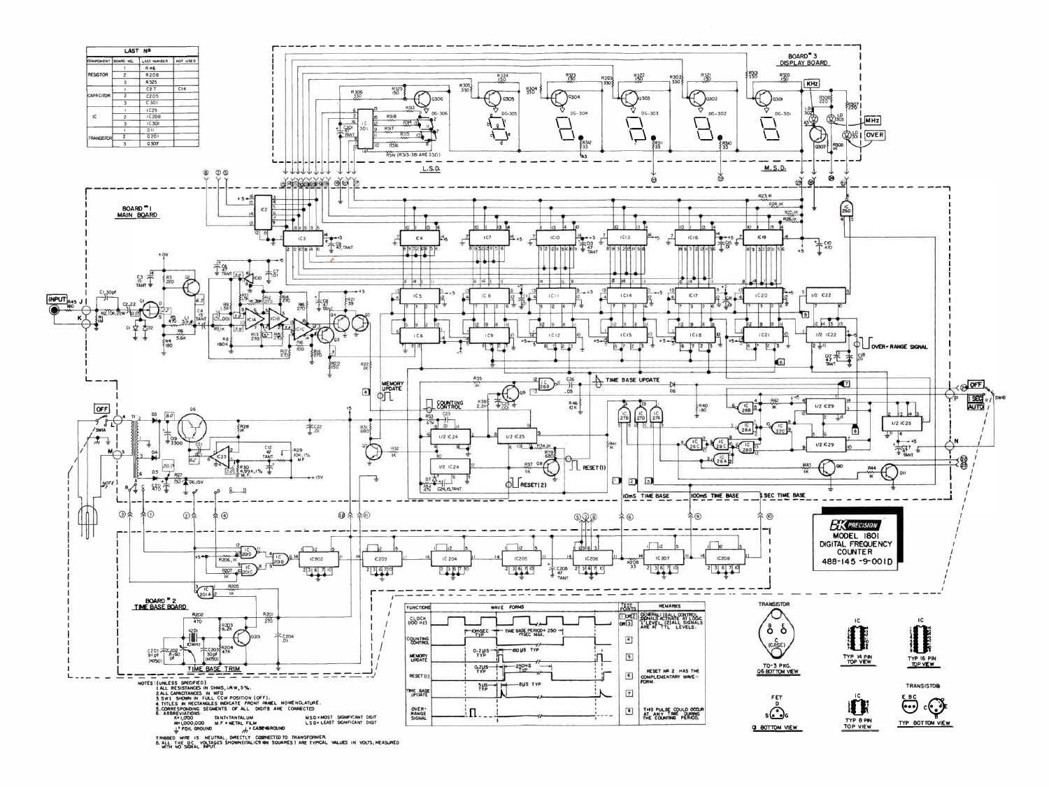| LAST № | | | |
|---|---|---|---|
| COMPONENT | BOARD NO. | LAST NUMBER | NOT USED |
| RESISTOR | 1 | R46 | |
| | 2 | R208 | |
| | 3 | R325 | |
| CAPACITOR | 1 | C27 | C14 |
| | 2 | C205 | |
| | 3 | C301 | |
| IC | 1 | IC29 | |
| | 2 | IC208 | |
| | 3 | IC301 | |
| TRANSISTOR | 1 | Q11 | |
| | 2 | Q201 | |
| | 3 | Q307 | |

BOARD #3 DISPLAY BOARD

BOARD #1 MAIN BOARD

BOARD #2 TIME BASE BOARD

TIME BASE TRIM

| FUNCTIONS | WAVE FORMS | TEST POINTS | REMARKS |
|---|---|---|---|
| CLOCK (100 Hz) | | 1 OR 2 | GENERAL: (1) ALL CONTROL SIGNALS ACTIVATE AT LOGIC "1" LEVEL. (2) ALL SIGNALS ARE AT TTL LEVELS. |
| COUNTING CONTROL | 10mSEC TYP; TIME BASE PERIOD + 250 μSEC MAX. | 4 | |
| MEMORY UPDATE | 0.2μS TYP; 80μS TYP | 5 | |
| RESET (1) | 0.2μS TYP; 250mS TYP | 6 | RESET № 2 HAS THE COMPLEMENTARY WAVE-FORM. |
| TIME BASE UPDATE | 5μS TYP; 8μS TYP | 7 | |
| OVER-RANGE SIGNAL | | 8 | THIS PULSE COULD OCCUR AT ANY TIME DURING THE COUNTING PERIOD. |

NOTES: (UNLESS SPECIFIED)
1. ALL RESISTANCES IN OHMS, 1/4W, 5%.
2. ALL CAPACITANCES IN MFD
3. SW1 SHOWN IN FULL CCW POSITION (OFF).
4. TITLES IN RECTANGLES INDICATE FRONT PANEL NOMENCLATURE.
5. CORRESPONDING SEGMENTS OF ALL DIGITS ARE CONNECTED
6. ABBREVIATIONS:
   K=1,000 TANT=TANTALUM M.S.D=MOST SIGNIFICANT DIGIT
   M=1,000,000 M.F.=METAL FILM L.S.D=LEAST SIGNIFICANT DIGIT
   ⏚ FOIL GROUND ⏚ CASE GROUND
7. RIBBED WIRE IS NEUTRAL, DIRECTLY CONNECTED TO TRANSFORMER.
8. ALL THE DC VOLTAGES SHOWN (ITALICS IN SQUARES) ARE TYPICAL VALUES IN VOLTS, MEASURED WITH NO SIGNAL INPUT.

B+K PRECISION
MODEL 1801
DIGITAL FREQUENCY COUNTER
488-145-9-001D

TRANSISTOR — TO-3 PKG. Q6 BOTTOM VIEW

IC — TYP 14 PIN TOP VIEW

IC — TYP 16 PIN TOP VIEW

FET — Q1 BOTTOM VIEW

IC — TYP 8 PIN TOP VIEW

TRANSISTOR — TYP BOTTOM VIEW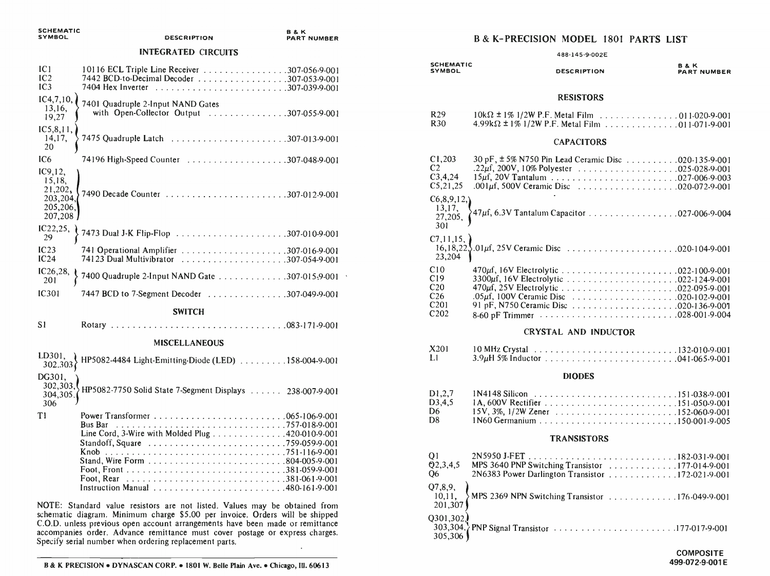| SCHEMATIC SYMBOL | DESCRIPTION | B & K PART NUMBER |
|---|---|---|
| | **INTEGRATED CIRCUITS** | |
| IC1 | 10116 ECL Triple Line Receiver | 307-056-9-001 |
| IC2 | 7442 BCD-to-Decimal Decoder | 307-053-9-001 |
| IC3 | 7404 Hex Inverter | 307-039-9-001 |
| IC4,7,10, 13,16, 19,27 | 7401 Quadruple 2-Input NAND Gates with Open-Collector Output | 307-055-9-001 |
| IC5,8,11, 14,17, 20 | 7475 Quadruple Latch | 307-013-9-001 |
| IC6 | 74196 High-Speed Counter | 307-048-9-001 |
| IC9,12, 15,18, 21,202, 203,204, 205,206, 207,208 | 7490 Decade Counter | 307-012-9-001 |
| IC22,25, 29 | 7473 Dual J-K Flip-Flop | 307-010-9-001 |
| IC23 | 741 Operational Amplifier | 307-016-9-001 |
| IC24 | 74123 Dual Multivibrator | 307-054-9-001 |
| IC26,28, 201 | 7400 Quadruple 2-Input NAND Gate | 307-015-9-001 |
| IC301 | 7447 BCD to 7-Segment Decoder | 307-049-9-001 |
| | **SWITCH** | |
| S1 | Rotary | 083-171-9-001 |
| | **MISCELLANEOUS** | |
| LD301, 302,303 | HP5082-4484 Light-Emitting-Diode (LED) | 158-004-9-001 |
| DG301, 302,303, 304,305, 306 | HP5082-7750 Solid State 7-Segment Displays | 238-007-9-001 |
| T1 | Power Transformer | 065-106-9-001 |
| | Bus Bar | 757-018-9-001 |
| | Line Cord, 3-Wire with Molded Plug | 420-010-9-001 |
| | Standoff, Square | 759-059-9-001 |
| | Knob | 751-116-9-001 |
| | Stand, Wire Form | 804-005-9-001 |
| | Foot, Front | 381-059-9-001 |
| | Foot, Rear | 381-061-9-001 |
| | Instruction Manual | 480-161-9-001 |

NOTE: Standard value resistors are not listed. Values may be obtained from schematic diagram. Minimum charge $5.00 per invoice. Orders will be shipped C.O.D. unless previous open account arrangements have been made or remittance accompanies order. Advance remittance must cover postage or express charges. Specify serial number when ordering replacement parts.

B & K PRECISION • DYNASCAN CORP. • 1801 W. Belle Plain Ave. • Chicago, Ill. 60613

# B & K-PRECISION MODEL 1801 PARTS LIST

488-145-9-002E

| SCHEMATIC SYMBOL | DESCRIPTION | B & K PART NUMBER |
|---|---|---|
| | **RESISTORS** | |
| R29 | 10kΩ ± 1% 1/2W P.F. Metal Film | 011-020-9-001 |
| R30 | 4.99kΩ ± 1% 1/2W P.F. Metal Film | 011-071-9-001 |
| | **CAPACITORS** | |
| C1,203 | 30 pF, ± 5% N750 Pin Lead Ceramic Disc | 020-135-9-001 |
| C2 | .22μf, 200V, 10% Polyester | 025-028-9-001 |
| C3,4,24 | 15μf, 20V Tantalum | 027-006-9-003 |
| C5,21,25 | .001μf, 500V Ceramic Disc | 020-072-9-001 |
| C6,8,9,12, 13,17, 27,205, 301 | 47μf, 6.3V Tantalum Capacitor | 027-006-9-004 |
| C7,11,15, 16,18,22, 23,204 | .01μf, 25V Ceramic Disc | 020-104-9-001 |
| C10 | 470μf, 16V Electrolytic | 022-100-9-001 |
| C19 | 3300μf, 16V Electrolytic | 022-124-9-001 |
| C20 | 470μf, 25V Electrolytic | 022-095-9-001 |
| C26 | .05μf, 100V Ceramic Disc | 020-102-9-001 |
| C201 | 91 pF, N750 Ceramic Disc | 020-136-9-001 |
| C202 | 8-60 pF Trimmer | 028-001-9-004 |
| | **CRYSTAL AND INDUCTOR** | |
| X201 | 10 MHz Crystal | 132-010-9-001 |
| L1 | 3.9μH 5% Inductor | 041-065-9-001 |
| | **DIODES** | |
| D1,2,7 | 1N4148 Silicon | 151-038-9-001 |
| D3,4,5 | 1A, 600V Rectifier | 151-050-9-001 |
| D6 | 15V, 3%, 1/2W Zener | 152-060-9-001 |
| D8 | 1N60 Germanium | 150-001-9-005 |
| | **TRANSISTORS** | |
| Q1 | 2N5950 J-FET | 182-031-9-001 |
| Q2,3,4,5 | MPS 3640 PNP Switching Transistor | 177-014-9-001 |
| Q6 | 2N6383 Power Darlington Transistor | 172-021-9-001 |
| Q7,8,9, 10,11, 201,307 | MPS 2369 NPN Switching Transistor | 176-049-9-001 |
| Q301,302, 303,304, 305,306 | PNP Signal Transistor | 177-017-9-001 |

COMPOSITE
499-072-9-001E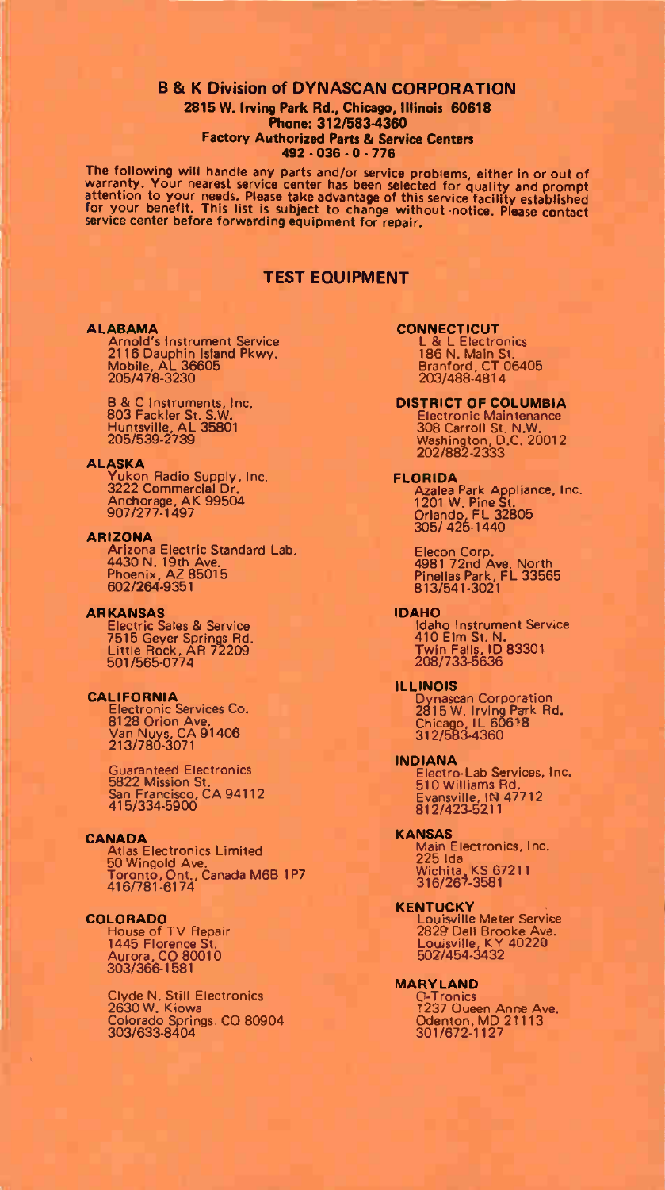## B & K Division of DYNASCAN CORPORATION

**2815 W. Irving Park Rd., Chicago, Illinois 60618**
**Phone: 312/583-4360**
**Factory Authorized Parts & Service Centers**
**492 - 036 - 0 - 776**

The following will handle any parts and/or service problems, either in or out of warranty. Your nearest service center has been selected for quality and prompt attention to your needs. Please take advantage of this service facility established for your benefit. This list is subject to change without notice. Please contact service center before forwarding equipment for repair.

## TEST EQUIPMENT

**ALABAMA**
Arnold's Instrument Service
2116 Dauphin Island Pkwy.
Mobile, AL 36605
205/478-3230

B & C Instruments, Inc.
803 Fackler St. S.W.
Huntsville, AL 35801
205/539-2739

**ALASKA**
Yukon Radio Supply, Inc.
3222 Commercial Dr.
Anchorage, AK 99504
907/277-1497

**ARIZONA**
Arizona Electric Standard Lab.
4430 N. 19th Ave.
Phoenix, AZ 85015
602/264-9351

**ARKANSAS**
Electric Sales & Service
7515 Geyer Springs Rd.
Little Rock, AR 72209
501/565-0774

**CALIFORNIA**
Electronic Services Co.
8128 Orion Ave.
Van Nuys, CA 91406
213/780-3071

Guaranteed Electronics
5822 Mission St.
San Francisco, CA 94112
415/334-5900

**CANADA**
Atlas Electronics Limited
50 Wingold Ave.
Toronto, Ont., Canada M6B 1P7
416/781-6174

**COLORADO**
House of TV Repair
1445 Florence St.
Aurora, CO 80010
303/366-1581

Clyde N. Still Electronics
2630 W. Kiowa
Colorado Springs, CO 80904
303/633-8404

**CONNECTICUT**
L & L Electronics
186 N. Main St.
Branford, CT 06405
203/488-4814

**DISTRICT OF COLUMBIA**
Electronic Maintenance
308 Carroll St. N.W.
Washington, D.C. 20012
202/882-2333

**FLORIDA**
Azalea Park Appliance, Inc.
1201 W. Pine St.
Orlando, FL 32805
305/425-1440

Elecon Corp.
4981 72nd Ave. North
Pinellas Park, FL 33565
813/541-3021

**IDAHO**
Idaho Instrument Service
410 Elm St. N.
Twin Falls, ID 83301
208/733-5636

**ILLINOIS**
Dynascan Corporation
2815 W. Irving Park Rd.
Chicago, IL 60618
312/583-4360

**INDIANA**
Electro-Lab Services, Inc.
510 Williams Rd.
Evansville, IN 47712
812/423-5211

**KANSAS**
Main Electronics, Inc.
225 Ida
Wichita, KS 67211
316/267-3581

**KENTUCKY**
Louisville Meter Service
2829 Dell Brooke Ave.
Louisville, KY 40220
502/454-3432

**MARYLAND**
Q-Tronics
1237 Queen Anne Ave.
Odenton, MD 21113
301/672-1127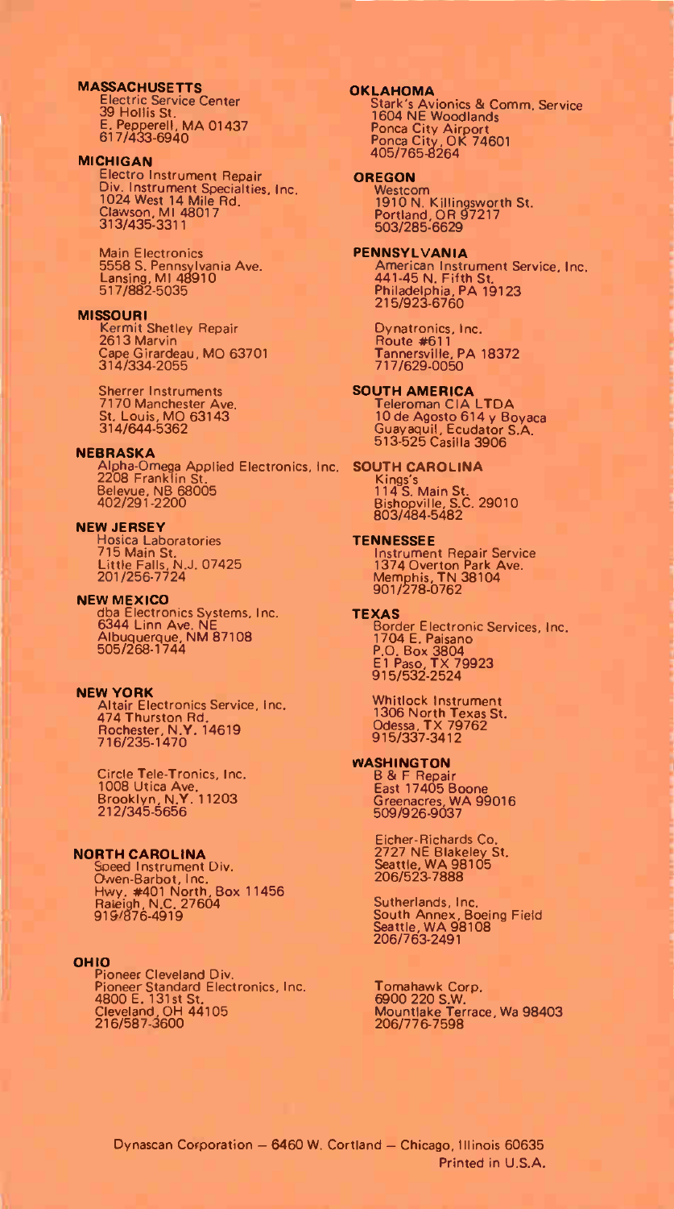**MASSACHUSETTS**

Electric Service Center
39 Hollis St.
E. Pepperell, MA 01437
617/433-6940

**MICHIGAN**

Electro Instrument Repair
Div. Instrument Specialties, Inc.
1024 West 14 Mile Rd.
Clawson, MI 48017
313/435-3311

Main Electronics
5558 S. Pennsylvania Ave.
Lansing, MI 48910
517/882-5035

**MISSOURI**

Kermit Shetley Repair
2613 Marvin
Cape Girardeau, MO 63701
314/334-2055

Sherrer Instruments
7170 Manchester Ave.
St. Louis, MO 63143
314/644-5362

**NEBRASKA**

Alpha-Omega Applied Electronics, Inc.
2208 Franklin St.
Belevue, NB 68005
402/291-2200

**NEW JERSEY**

Hosica Laboratories
715 Main St.
Little Falls, N.J. 07425
201/256-7724

**NEW MEXICO**

dba Electronics Systems, Inc.
6344 Linn Ave. NE
Albuquerque, NM 87108
505/268-1744

**NEW YORK**

Altair Electronics Service, Inc.
474 Thurston Rd.
Rochester, N.Y. 14619
716/235-1470

Circle Tele-Tronics, Inc.
1008 Utica Ave.
Brooklyn, N.Y. 11203
212/345-5656

**NORTH CAROLINA**

Speed Instrument Div.
Owen-Barbot, Inc.
Hwy. #401 North, Box 11456
Raleigh, N.C. 27604
919/876-4919

**OHIO**

Pioneer Cleveland Div.
Pioneer Standard Electronics, Inc.
4800 E. 131st St.
Cleveland, OH 44105
216/587-3600

**OKLAHOMA**

Stark's Avionics & Comm. Service
1604 NE Woodlands
Ponca City Airport
Ponca City, OK 74601
405/765-8264

**OREGON**

Westcom
1910 N. Killingsworth St.
Portland, OR 97217
503/285-6629

**PENNSYLVANIA**

American Instrument Service, Inc.
441-45 N. Fifth St.
Philadelphia, PA 19123
215/923-6760

Dynatronics, Inc.
Route #611
Tannersville, PA 18372
717/629-0050

**SOUTH AMERICA**

Teleroman CIA LTDA
10 de Agosto 614 y Boyaca
Guayaquil, Ecudator S.A.
513-525 Casilla 3906

**SOUTH CAROLINA**

Kings's
114 S. Main St.
Bishopville, S.C. 29010
803/484-5482

**TENNESSEE**

Instrument Repair Service
1374 Overton Park Ave.
Memphis, TN 38104
901/278-0762

**TEXAS**

Border Electronic Services, Inc.
1704 E. Paisano
P.O. Box 3804
E1 Paso, TX 79923
915/532-2524

Whitlock Instrument
1306 North Texas St.
Odessa, TX 79762
915/337-3412

**WASHINGTON**

B & F Repair
East 17405 Boone
Greenacres, WA 99016
509/926-9037

Eicher-Richards Co.
2727 NE Blakeley St.
Seattle, WA 98105
206/523-7888

Sutherlands, Inc.
South Annex, Boeing Field
Seattle, WA 98108
206/763-2491

Tomahawk Corp.
6900 220 S.W.
Mountlake Terrace, Wa 98403
206/776-7598

Dynascan Corporation — 6460 W. Cortland — Chicago, Illinois 60635
Printed in U.S.A.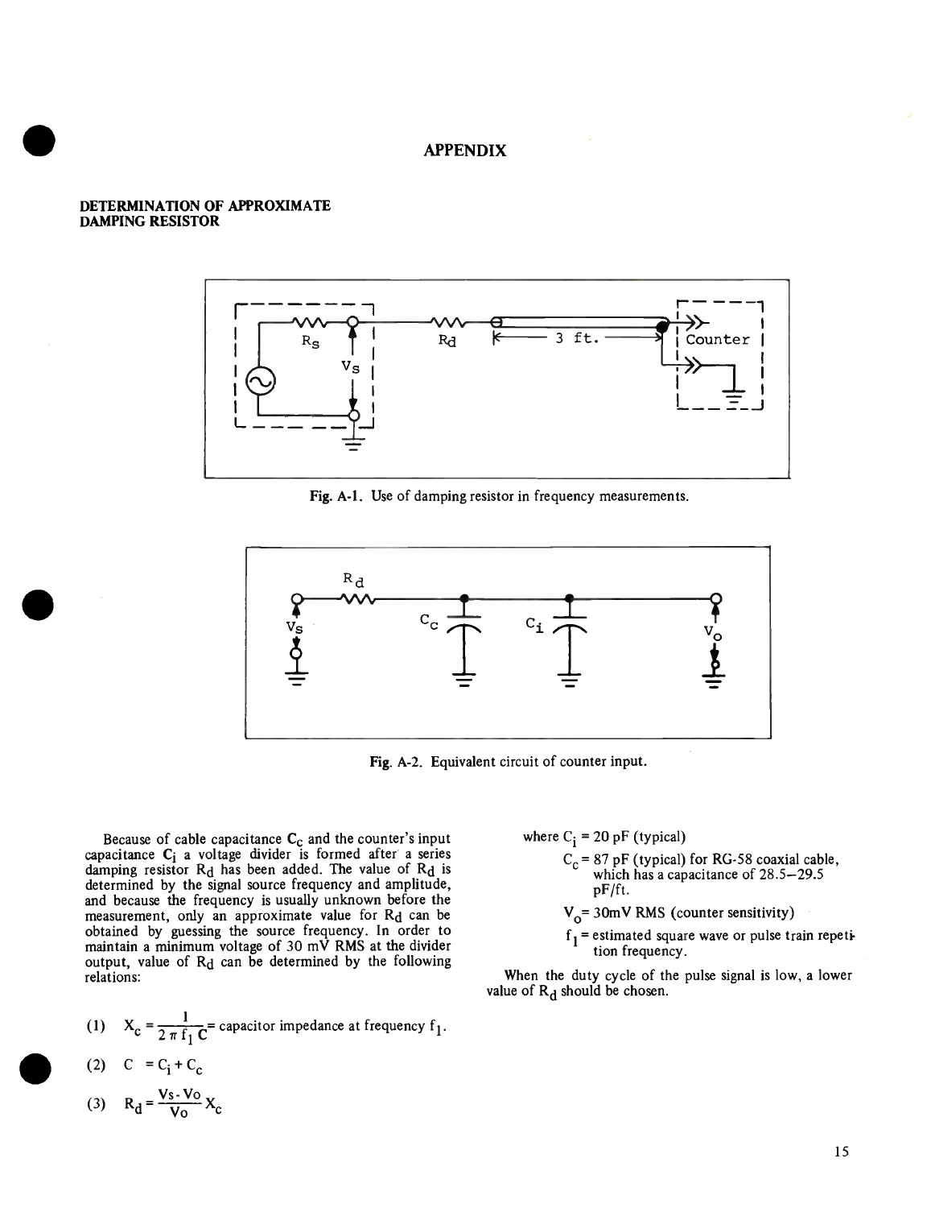# APPENDIX

## DETERMINATION OF APPROXIMATE DAMPING RESISTOR

Fig. A-1. Use of damping resistor in frequency measurements.

Fig. A-2. Equivalent circuit of counter input.

Because of cable capacitance $C_c$ and the counter's input capacitance $C_i$ a voltage divider is formed after a series damping resistor $R_d$ has been added. The value of $R_d$ is determined by the signal source frequency and amplitude, and because the frequency is usually unknown before the measurement, only an approximate value for $R_d$ can be obtained by guessing the source frequency. In order to maintain a minimum voltage of 30 mV RMS at the divider output, value of $R_d$ can be determined by the following relations:

(1) $X_c = \dfrac{1}{2\pi f_1 C}$ = capacitor impedance at frequency $f_1$.

(2) $C = C_i + C_c$

(3) $R_d = \dfrac{Vs - Vo}{Vo} X_c$

where $C_i$ = 20 pF (typical)

$C_c$ = 87 pF (typical) for RG-58 coaxial cable, which has a capacitance of 28.5–29.5 pF/ft.

$V_o$= 30mV RMS (counter sensitivity)

$f_1$ = estimated square wave or pulse train repetition frequency.

When the duty cycle of the pulse signal is low, a lower value of $R_d$ should be chosen.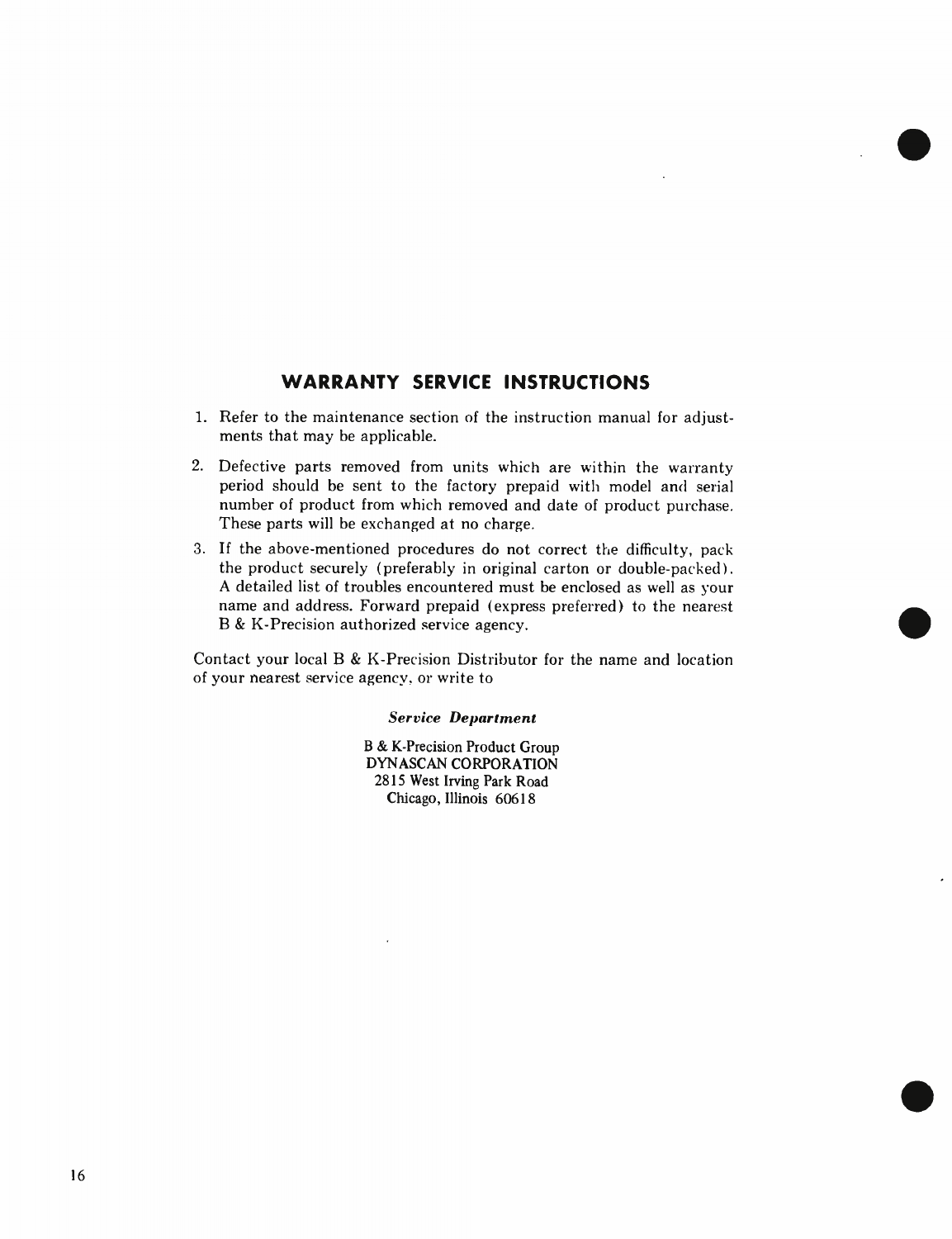## WARRANTY SERVICE INSTRUCTIONS

1. Refer to the maintenance section of the instruction manual for adjustments that may be applicable.
2. Defective parts removed from units which are within the warranty period should be sent to the factory prepaid with model and serial number of product from which removed and date of product purchase. These parts will be exchanged at no charge.
3. If the above-mentioned procedures do not correct the difficulty, pack the product securely (preferably in original carton or double-packed). A detailed list of troubles encountered must be enclosed as well as your name and address. Forward prepaid (express preferred) to the nearest B & K-Precision authorized service agency.

Contact your local B & K-Precision Distributor for the name and location of your nearest service agency, or write to

***Service Department***

B & K-Precision Product Group
DYNASCAN CORPORATION
2815 West Irving Park Road
Chicago, Illinois 60618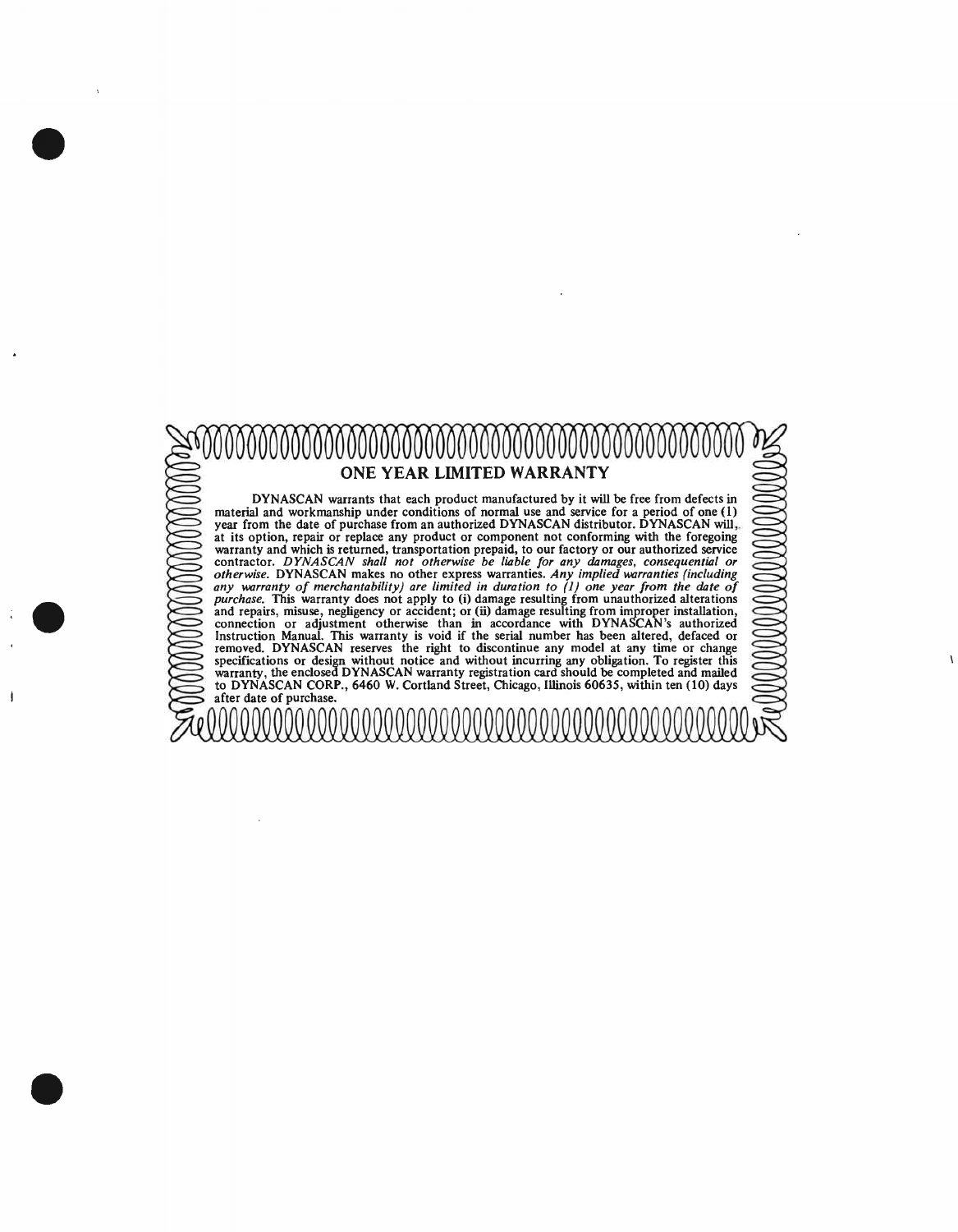## ONE YEAR LIMITED WARRANTY

DYNASCAN warrants that each product manufactured by it will be free from defects in material and workmanship under conditions of normal use and service for a period of one (1) year from the date of purchase from an authorized DYNASCAN distributor. DYNASCAN will, at its option, repair or replace any product or component not conforming with the foregoing warranty and which is returned, transportation prepaid, to our factory or our authorized service contractor. *DYNASCAN shall not otherwise be liable for any damages, consequential or otherwise.* DYNASCAN makes no other express warranties. *Any implied warranties (including any warranty of merchantability) are limited in duration to (1) one year from the date of purchase.* This warranty does not apply to (i) damage resulting from unauthorized alterations and repairs, misuse, negligency or accident; or (ii) damage resulting from improper installation, connection or adjustment otherwise than in accordance with DYNASCAN's authorized Instruction Manual. This warranty is void if the serial number has been altered, defaced or removed. DYNASCAN reserves the right to discontinue any model at any time or change specifications or design without notice and without incurring any obligation. To register this warranty, the enclosed DYNASCAN warranty registration card should be completed and mailed to DYNASCAN CORP., 6460 W. Cortland Street, Chicago, Illinois 60635, within ten (10) days after date of purchase.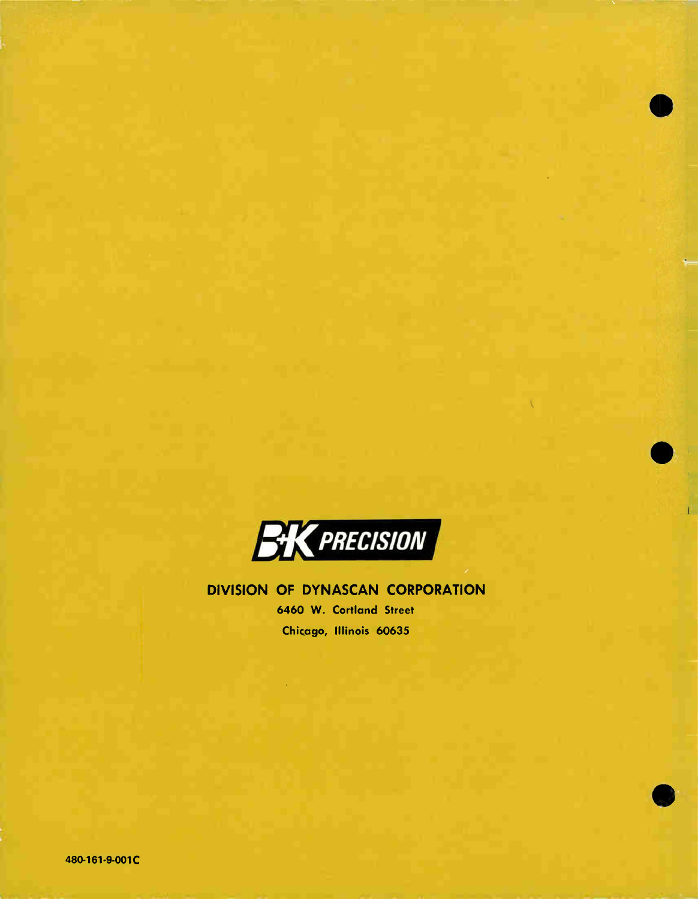B+K PRECISION

**DIVISION OF DYNASCAN CORPORATION**

**6460 W. Cortland Street**

**Chicago, Illinois 60635**

**480-161-9-001C**